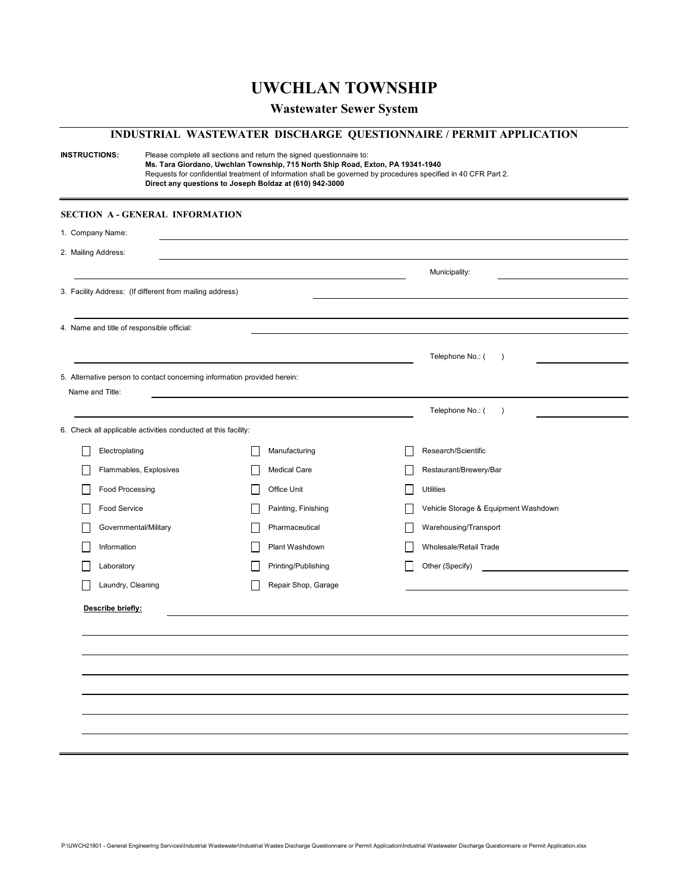# UWCHLAN TOWNSHIP

## Wastewater Sewer System

## INDUSTRIAL WASTEWATER DISCHARGE QUESTIONNAIRE / PERMIT APPLICATION

**INSTRUCTIONS:** Please complete all sections and return the signed questionnaire to:
**Ms. Tara Giordano, Uwchlan Township, 715 North Ship Road, Exton, PA 19341-1940**
Requests for confidential treatment of information shall be governed by procedures specified in 40 CFR Part 2.
**Direct any questions to Joseph Boldaz at (610) 942-3000**

### SECTION A - GENERAL INFORMATION

1. Company Name: ______________________________

2. Mailing Address: ______________________________

   ______________________________ Municipality: ______________

3. Facility Address: (If different from mailing address) ______________________________

   ______________________________

4. Name and title of responsible official: ______________________________

   ______________________________ Telephone No.: (   ) ______________

5. Alternative person to contact concerning information provided herein:

   Name and Title: ______________________________

   ______________________________ Telephone No.: (   ) ______________

6. Check all applicable activities conducted at this facility:

| | | |
|---|---|---|
| ☐ Electroplating | ☐ Manufacturing | ☐ Research/Scientific |
| ☐ Flammables, Explosives | ☐ Medical Care | ☐ Restaurant/Brewery/Bar |
| ☐ Food Processing | ☐ Office Unit | ☐ Utilities |
| ☐ Food Service | ☐ Painting, Finishing | ☐ Vehicle Storage & Equipment Washdown |
| ☐ Governmental/Military | ☐ Pharmaceutical | ☐ Warehousing/Transport |
| ☐ Information | ☐ Plant Washdown | ☐ Wholesale/Retail Trade |
| ☐ Laboratory | ☐ Printing/Publishing | ☐ Other (Specify) ______________ |
| ☐ Laundry, Cleaning | ☐ Repair Shop, Garage | ______________ |

**Describe briefly:** ______________________________

______________________________

______________________________

______________________________

______________________________

______________________________

______________________________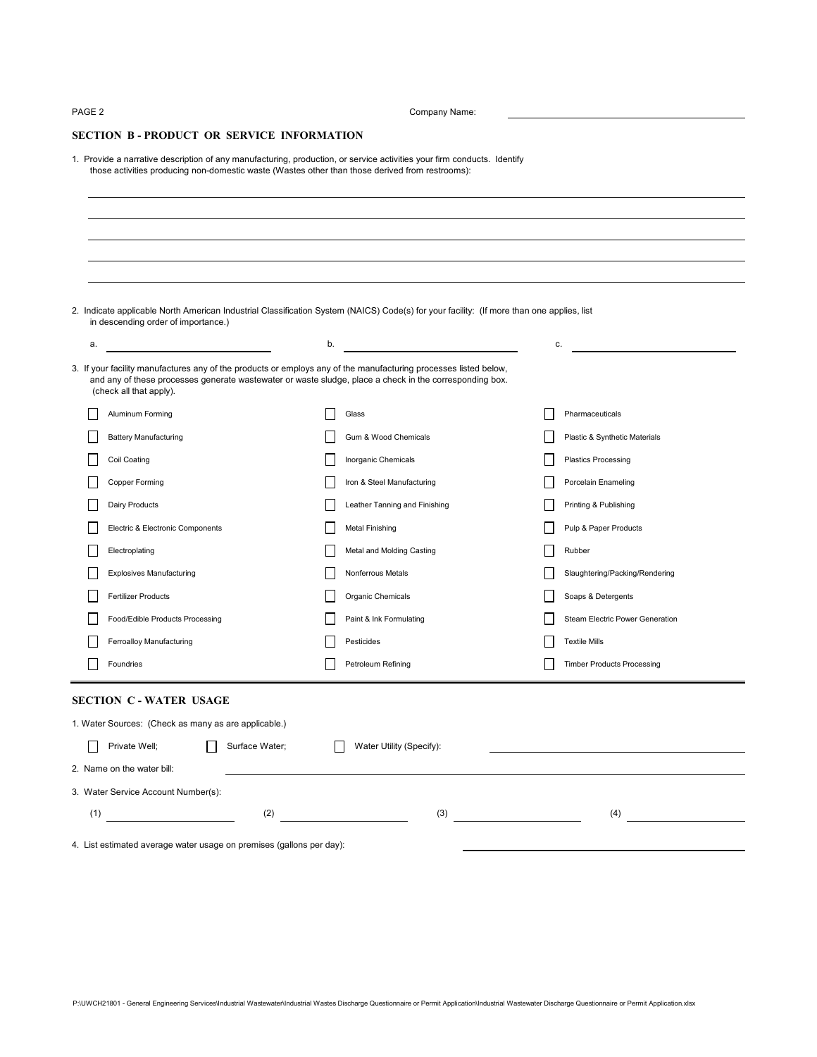Company Name: ______________________

## SECTION B - PRODUCT OR SERVICE INFORMATION

1. Provide a narrative description of any manufacturing, production, or service activities your firm conducts. Identify those activities producing non-domestic waste (Wastes other than those derived from restrooms):

______________________________________________

______________________________________________

______________________________________________

______________________________________________

______________________________________________

2. Indicate applicable North American Industrial Classification System (NAICS) Code(s) for your facility: (If more than one applies, list in descending order of importance.)

a. ______________ b. ______________ c. ______________

3. If your facility manufactures any of the products or employs any of the manufacturing processes listed below, and any of these processes generate wastewater or waste sludge, place a check in the corresponding box. (check all that apply).

| | | |
|---|---|---|
| ☐ Aluminum Forming | ☐ Glass | ☐ Pharmaceuticals |
| ☐ Battery Manufacturing | ☐ Gum & Wood Chemicals | ☐ Plastic & Synthetic Materials |
| ☐ Coil Coating | ☐ Inorganic Chemicals | ☐ Plastics Processing |
| ☐ Copper Forming | ☐ Iron & Steel Manufacturing | ☐ Porcelain Enameling |
| ☐ Dairy Products | ☐ Leather Tanning and Finishing | ☐ Printing & Publishing |
| ☐ Electric & Electronic Components | ☐ Metal Finishing | ☐ Pulp & Paper Products |
| ☐ Electroplating | ☐ Metal and Molding Casting | ☐ Rubber |
| ☐ Explosives Manufacturing | ☐ Nonferrous Metals | ☐ Slaughtering/Packing/Rendering |
| ☐ Fertilizer Products | ☐ Organic Chemicals | ☐ Soaps & Detergents |
| ☐ Food/Edible Products Processing | ☐ Paint & Ink Formulating | ☐ Steam Electric Power Generation |
| ☐ Ferroalloy Manufacturing | ☐ Pesticides | ☐ Textile Mills |
| ☐ Foundries | ☐ Petroleum Refining | ☐ Timber Products Processing |

## SECTION C - WATER USAGE

1. Water Sources: (Check as many as are applicable.)

☐ Private Well; ☐ Surface Water; ☐ Water Utility (Specify): ______________________

2. Name on the water bill: ______________________

3. Water Service Account Number(s):

(1) ______________ (2) ______________ (3) ______________ (4) ______________

4. List estimated average water usage on premises (gallons per day): ______________________

P:\UWCH21801 - General Engineering Services\Industrial Wastewater\Industrial Wastes Discharge Questionnaire or Permit Application\Industrial Wastewater Discharge Questionnaire or Permit Application.xlsx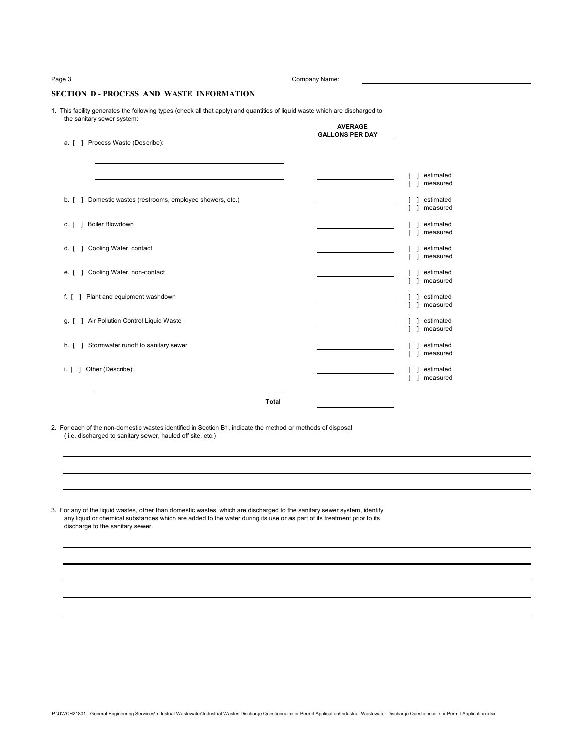Company Name: ______________________

## SECTION D - PROCESS AND WASTE INFORMATION

1. This facility generates the following types (check all that apply) and quantities of liquid waste which are discharged to the sanitary sewer system:

| | AVERAGE GALLONS PER DAY | |
|---|---|---|
| a. [ ] Process Waste (Describe): ______________________ ______________________ | ____________ | [ ] estimated [ ] measured |
| b. [ ] Domestic wastes (restrooms, employee showers, etc.) | ____________ | [ ] estimated [ ] measured |
| c. [ ] Boiler Blowdown | ____________ | [ ] estimated [ ] measured |
| d. [ ] Cooling Water, contact | ____________ | [ ] estimated [ ] measured |
| e. [ ] Cooling Water, non-contact | ____________ | [ ] estimated [ ] measured |
| f. [ ] Plant and equipment washdown | ____________ | [ ] estimated [ ] measured |
| g. [ ] Air Pollution Control Liquid Waste | ____________ | [ ] estimated [ ] measured |
| h. [ ] Stormwater runoff to sanitary sewer | ____________ | [ ] estimated [ ] measured |
| i. [ ] Other (Describe): ______________________ | ____________ | [ ] estimated [ ] measured |
| **Total** | ____________ | |

2. For each of the non-domestic wastes identified in Section B1, indicate the method or methods of disposal ( i.e. discharged to sanitary sewer, hauled off site, etc.)

______________________________________________________________________

______________________________________________________________________

______________________________________________________________________

3. For any of the liquid wastes, other than domestic wastes, which are discharged to the sanitary sewer system, identify any liquid or chemical substances which are added to the water during its use or as part of its treatment prior to its discharge to the sanitary sewer.

______________________________________________________________________

______________________________________________________________________

______________________________________________________________________

______________________________________________________________________

______________________________________________________________________

P:\UWCH21801 - General Engineering Services\Industrial Wastewater\Industrial Wastes Discharge Questionnaire or Permit Application\Industrial Wastewater Discharge Questionnaire or Permit Application.xlsx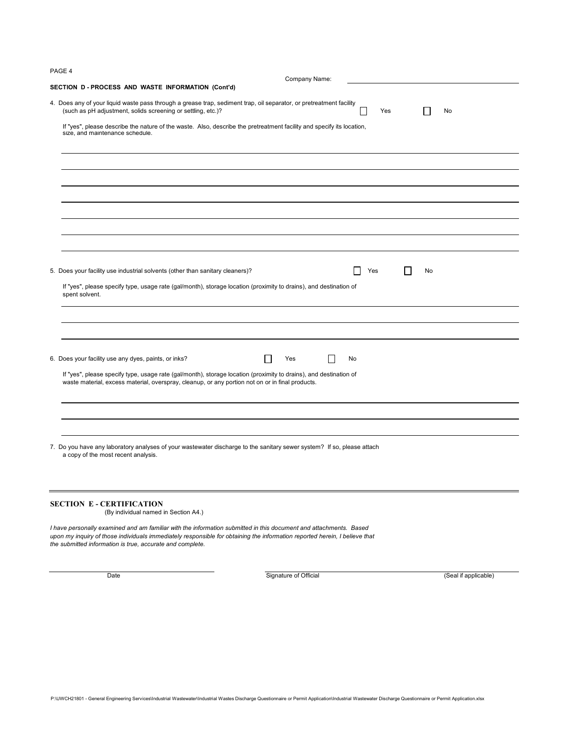Company Name: ______________________________

**SECTION D - PROCESS AND WASTE INFORMATION (Cont'd)**

4. Does any of your liquid waste pass through a grease trap, sediment trap, oil separator, or pretreatment facility (such as pH adjustment, solids screening or settling, etc.)? ☐ Yes ☐ No

   If "yes", please describe the nature of the waste. Also, describe the pretreatment facility and specify its location, size, and maintenance schedule.

5. Does your facility use industrial solvents (other than sanitary cleaners)? ☐ Yes ☐ No

   If "yes", please specify type, usage rate (gal/month), storage location (proximity to drains), and destination of spent solvent.

6. Does your facility use any dyes, paints, or inks? ☐ Yes ☐ No

   If "yes", please specify type, usage rate (gal/month), storage location (proximity to drains), and destination of waste material, excess material, overspray, cleanup, or any portion not on or in final products.

7. Do you have any laboratory analyses of your wastewater discharge to the sanitary sewer system? If so, please attach a copy of the most recent analysis.

## SECTION E - CERTIFICATION

(By individual named in Section A4.)

*I have personally examined and am familiar with the information submitted in this document and attachments. Based upon my inquiry of those individuals immediately responsible for obtaining the information reported herein, I believe that the submitted information is true, accurate and complete.*

Date ______________________ Signature of Official ______________________ (Seal if applicable)

P:\UWCH21801 - General Engineering Services\Industrial Wastewater\Industrial Wastes Discharge Questionnaire or Permit Application\Industrial Wastewater Discharge Questionnaire or Permit Application.xlsx